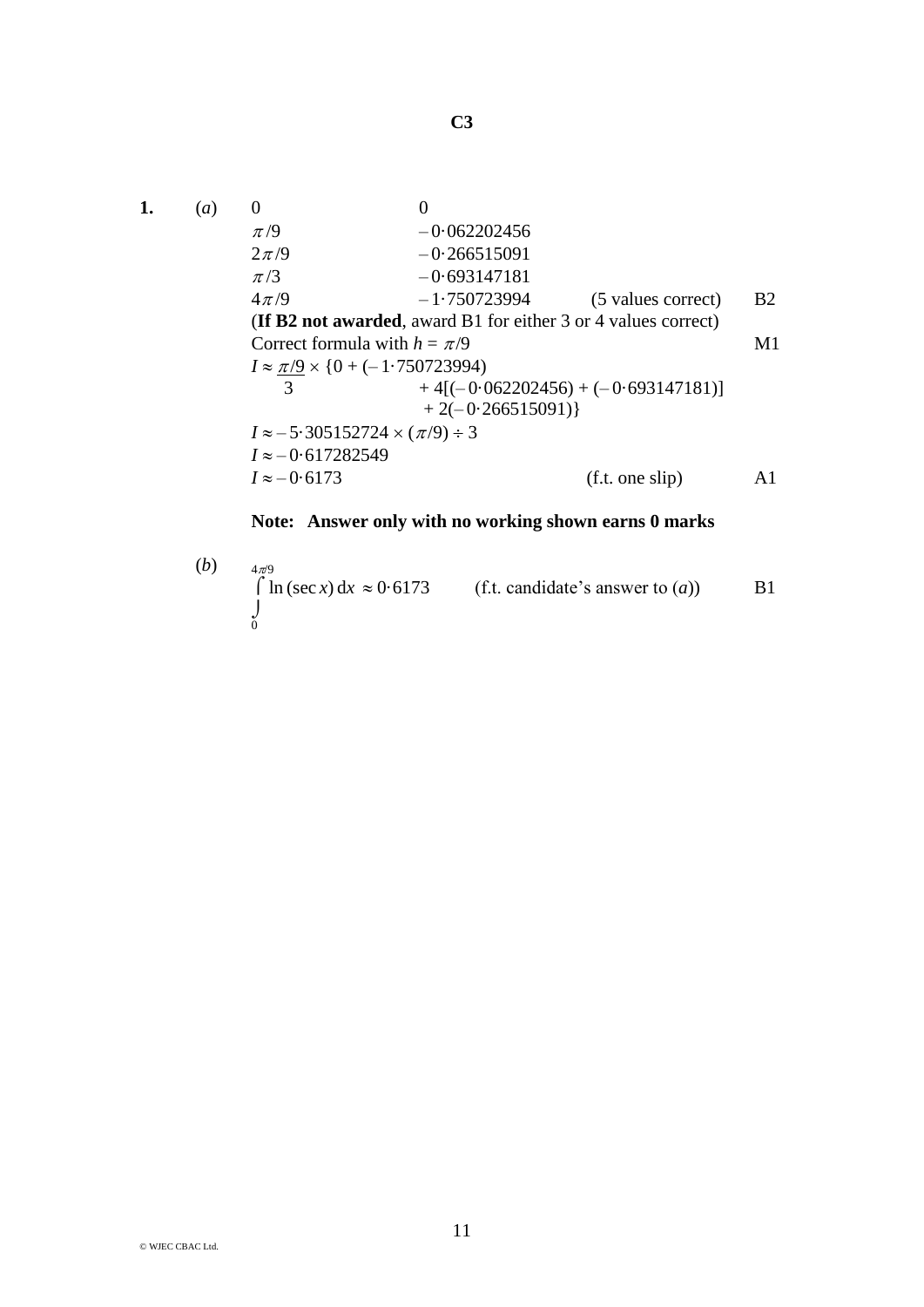# C3

**1.** (*a*)

| | | | |
|---|---|---|---|
| $0$ | $0$ | | |
| $\pi/9$ | $-0{\cdot}062202456$ | | |
| $2\pi/9$ | $-0{\cdot}266515091$ | | |
| $\pi/3$ | $-0{\cdot}693147181$ | | |
| $4\pi/9$ | $-1{\cdot}750723994$ | (5 values correct) | B2 |

(**If B2 not awarded**, award B1 for either 3 or 4 values correct)

Correct formula with $h = \pi/9$ — M1

$$I \approx \frac{\pi/9}{3} \times \{0 + (-1{\cdot}750723994) + 4[(-0{\cdot}062202456) + (-0{\cdot}693147181)] + 2(-0{\cdot}266515091)\}$$

$I \approx -5{\cdot}305152724 \times (\pi/9) \div 3$

$I \approx -0{\cdot}617282549$

$I \approx -0{\cdot}6173$ (f.t. one slip) — A1

**Note: Answer only with no working shown earns 0 marks**

(*b*)

$$\int_0^{4\pi/9} \ln(\sec x)\,dx \approx 0{\cdot}6173$$

(f.t. candidate's answer to (*a*)) — B1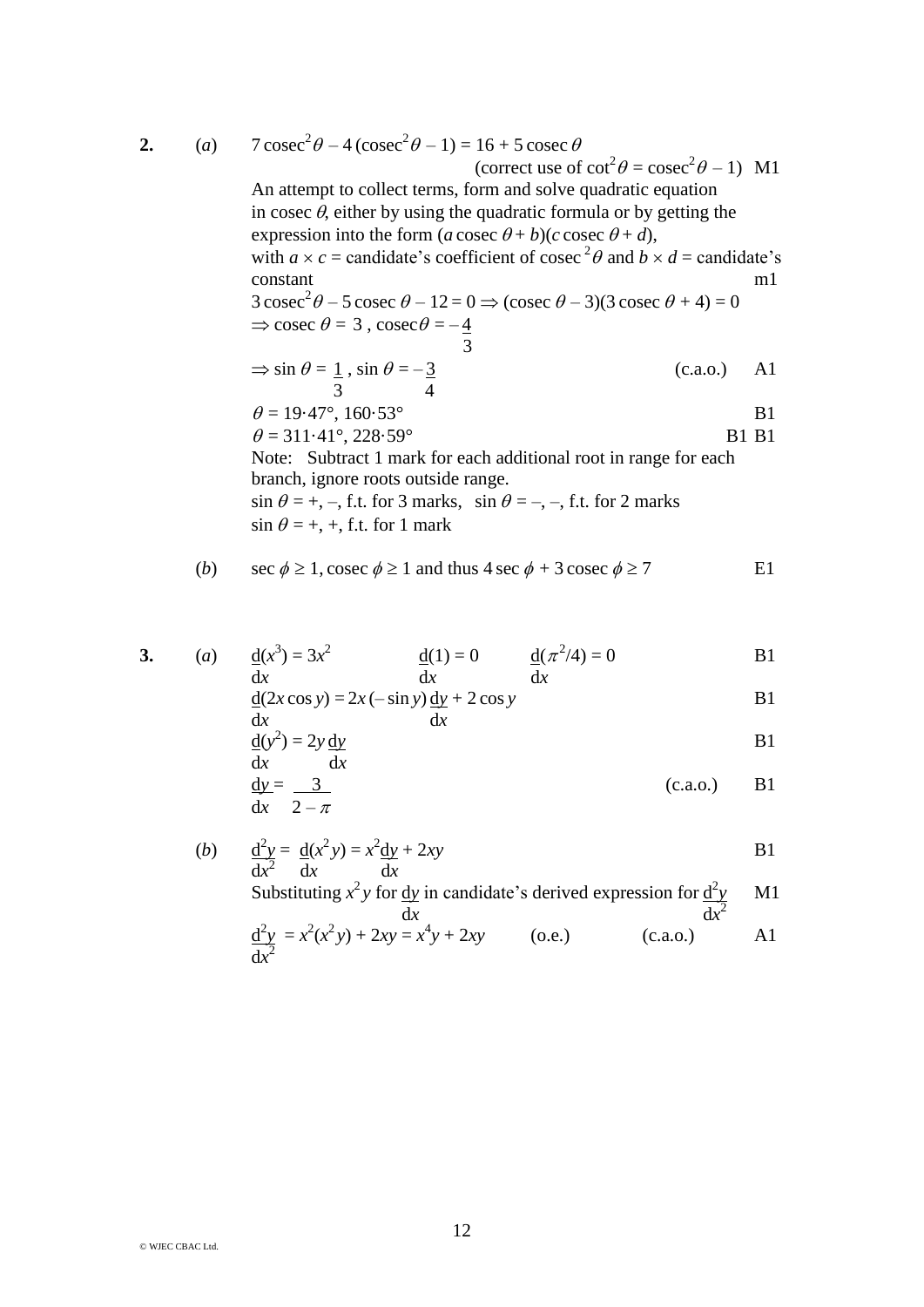**2.** (*a*) $7\,\text{cosec}^2\theta - 4\,(\text{cosec}^2\theta - 1) = 16 + 5\,\text{cosec}\,\theta$

(correct use of $\cot^2\theta = \text{cosec}^2\theta - 1$) M1

An attempt to collect terms, form and solve quadratic equation in cosec $\theta$, either by using the quadratic formula or by getting the expression into the form $(a\,\text{cosec}\,\theta + b)(c\,\text{cosec}\,\theta + d)$, with $a \times c$ = candidate's coefficient of $\text{cosec}^2\theta$ and $b \times d$ = candidate's constant m1

$3\,\text{cosec}^2\theta - 5\,\text{cosec}\,\theta - 12 = 0 \Rightarrow (\text{cosec}\,\theta - 3)(3\,\text{cosec}\,\theta + 4) = 0$

$\Rightarrow \text{cosec}\,\theta = 3$, $\text{cosec}\,\theta = -\dfrac{4}{3}$

$\Rightarrow \sin\theta = \dfrac{1}{3}$, $\sin\theta = -\dfrac{3}{4}$ (c.a.o.) A1

$\theta = 19{\cdot}47°, 160{\cdot}53°$ B1

$\theta = 311{\cdot}41°, 228{\cdot}59°$ B1 B1

Note: Subtract 1 mark for each additional root in range for each branch, ignore roots outside range.

$\sin\theta = +, -$, f.t. for 3 marks, $\sin\theta = -, -$, f.t. for 2 marks

$\sin\theta = +, +$, f.t. for 1 mark

(*b*) $\sec\phi \geq 1$, $\text{cosec}\,\phi \geq 1$ and thus $4\sec\phi + 3\,\text{cosec}\,\phi \geq 7$ E1

**3.** (*a*) $\dfrac{d}{dx}(x^3) = 3x^2$ $\dfrac{d}{dx}(1) = 0$ $\dfrac{d}{dx}(\pi^2/4) = 0$ B1

$\dfrac{d}{dx}(2x\cos y) = 2x(-\sin y)\dfrac{dy}{dx} + 2\cos y$ B1

$\dfrac{d}{dx}(y^2) = 2y\dfrac{dy}{dx}$ B1

$\dfrac{dy}{dx} = \dfrac{3}{2 - \pi}$ (c.a.o.) B1

(*b*) $\dfrac{d^2y}{dx^2} = \dfrac{d}{dx}(x^2y) = x^2\dfrac{dy}{dx} + 2xy$ B1

Substituting $x^2y$ for $\dfrac{dy}{dx}$ in candidate's derived expression for $\dfrac{d^2y}{dx^2}$ M1

$\dfrac{d^2y}{dx^2} = x^2(x^2y) + 2xy = x^4y + 2xy$ (o.e.) (c.a.o.) A1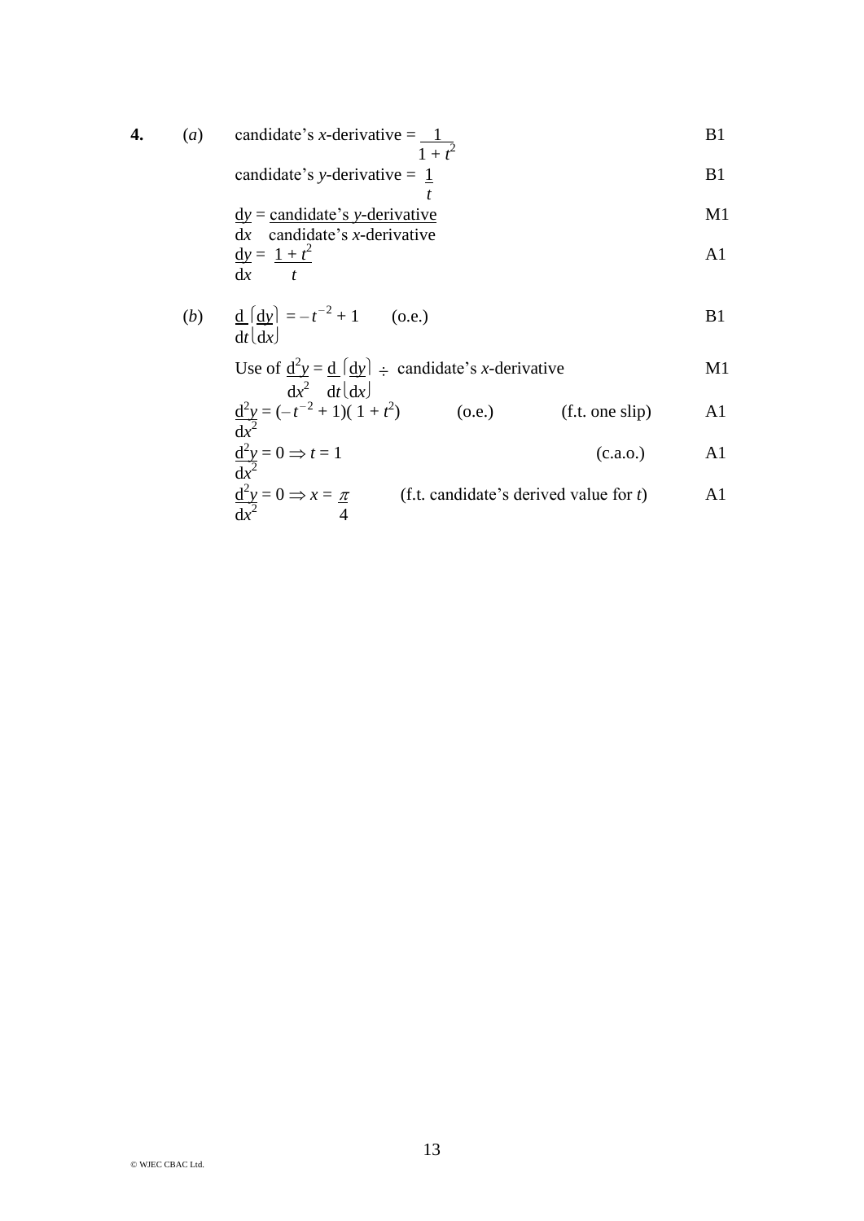**4.** (*a*) candidate's *x*-derivative = $\dfrac{1}{1 + t^2}$ B1

candidate's *y*-derivative = $\dfrac{1}{t}$ B1

$\dfrac{dy}{dx} = \dfrac{\text{candidate's } y\text{-derivative}}{\text{candidate's } x\text{-derivative}}$ M1

$\dfrac{dy}{dx} = \dfrac{1 + t^2}{t}$ A1

(*b*) $\dfrac{d}{dt}\left(\dfrac{dy}{dx}\right) = -t^{-2} + 1$ (o.e.) B1

Use of $\dfrac{d^2y}{dx^2} = \dfrac{d}{dt}\left(\dfrac{dy}{dx}\right) \div$ candidate's *x*-derivative M1

$\dfrac{d^2y}{dx^2} = (-t^{-2} + 1)(1 + t^2)$ (o.e.) (f.t. one slip) A1

$\dfrac{d^2y}{dx^2} = 0 \Rightarrow t = 1$ (c.a.o.) A1

$\dfrac{d^2y}{dx^2} = 0 \Rightarrow x = \dfrac{\pi}{4}$ (f.t. candidate's derived value for *t*) A1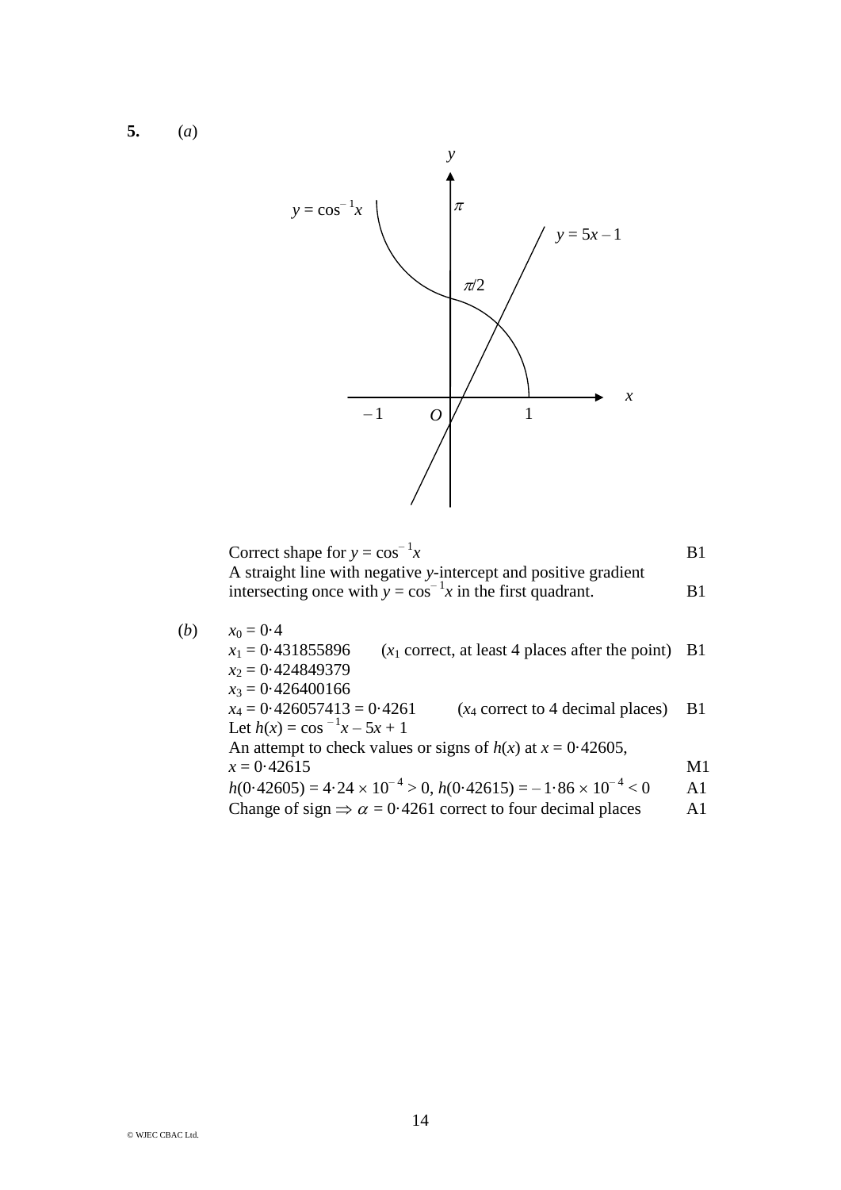**5.** (*a*)

Correct shape for $y = \cos^{-1}x$ — B1

A straight line with negative $y$-intercept and positive gradient intersecting once with $y = \cos^{-1}x$ in the first quadrant. — B1

(*b*)

$x_0 = 0{\cdot}4$

$x_1 = 0{\cdot}431855896$ ($x_1$ correct, at least 4 places after the point) — B1

$x_2 = 0{\cdot}424849379$

$x_3 = 0{\cdot}426400166$

$x_4 = 0{\cdot}426057413 = 0{\cdot}4261$ ($x_4$ correct to 4 decimal places) — B1

Let $h(x) = \cos^{-1}x - 5x + 1$

An attempt to check values or signs of $h(x)$ at $x = 0{\cdot}42605$, $x = 0{\cdot}42615$ — M1

$h(0{\cdot}42605) = 4{\cdot}24 \times 10^{-4} > 0$, $h(0{\cdot}42615) = -1{\cdot}86 \times 10^{-4} < 0$ — A1

Change of sign $\Rightarrow \alpha = 0{\cdot}4261$ correct to four decimal places — A1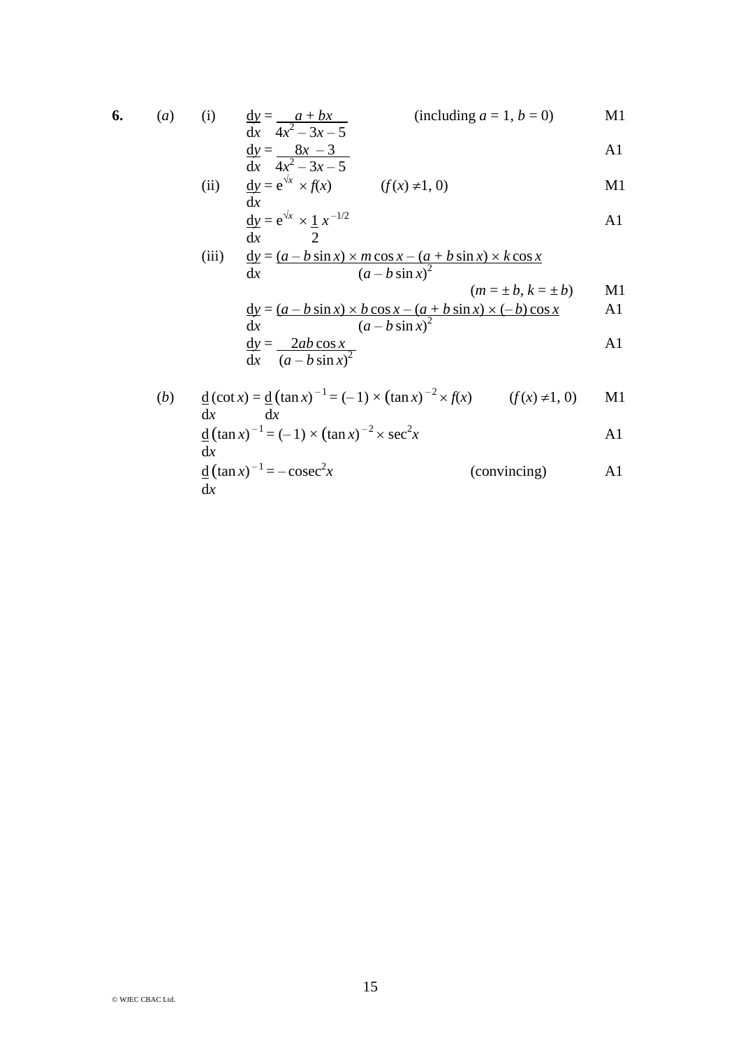**6.** (*a*) (i) $\dfrac{dy}{dx} = \dfrac{a + bx}{4x^2 - 3x - 5}$ (including $a = 1$, $b = 0$) M1

$\dfrac{dy}{dx} = \dfrac{8x - 3}{4x^2 - 3x - 5}$ A1

(ii) $\dfrac{dy}{dx} = e^{\sqrt{x}} \times f(x)$ $(f(x) \neq 1, 0)$ M1

$\dfrac{dy}{dx} = e^{\sqrt{x}} \times \dfrac{1}{2} x^{-1/2}$ A1

(iii) $\dfrac{dy}{dx} = \dfrac{(a - b\sin x) \times m\cos x - (a + b\sin x) \times k\cos x}{(a - b\sin x)^2}$

$(m = \pm b, k = \pm b)$ M1

$\dfrac{dy}{dx} = \dfrac{(a - b\sin x) \times b\cos x - (a + b\sin x) \times (-b)\cos x}{(a - b\sin x)^2}$ A1

$\dfrac{dy}{dx} = \dfrac{2ab\cos x}{(a - b\sin x)^2}$ A1

(*b*) $\dfrac{d}{dx}(\cot x) = \dfrac{d}{dx}(\tan x)^{-1} = (-1) \times (\tan x)^{-2} \times f(x)$ $(f(x) \neq 1, 0)$ M1

$\dfrac{d}{dx}(\tan x)^{-1} = (-1) \times (\tan x)^{-2} \times \sec^2 x$ A1

$\dfrac{d}{dx}(\tan x)^{-1} = -\operatorname{cosec}^2 x$ (convincing) A1

© WJEC CBAC Ltd.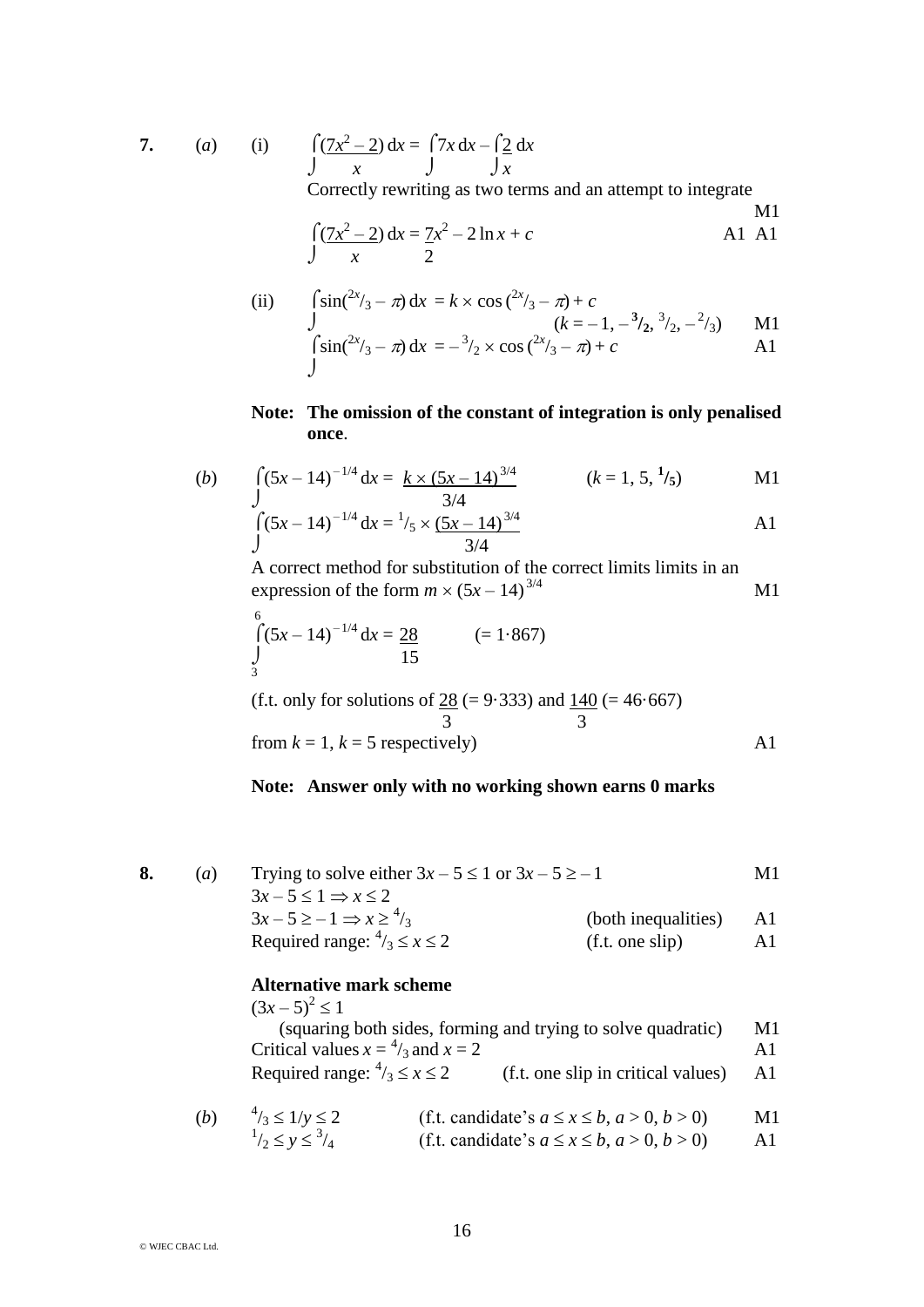**7.** (*a*) (i) $\displaystyle\int \frac{(7x^2 - 2)}{x}\,dx = \int 7x\,dx - \int \frac{2}{x}\,dx$

Correctly rewriting as two terms and an attempt to integrate — M1

$\displaystyle\int \frac{(7x^2 - 2)}{x}\,dx = \frac{7}{2}x^2 - 2\ln x + c$ — A1 A1

(ii) $\displaystyle\int \sin(^{2x}/_3 - \pi)\,dx = k \times \cos(^{2x}/_3 - \pi) + c$

$(k = -1, -^3/_2, ^3/_2, -^2/_3)$ — M1

$\displaystyle\int \sin(^{2x}/_3 - \pi)\,dx = -^3/_2 \times \cos(^{2x}/_3 - \pi) + c$ — A1

**Note: The omission of the constant of integration is only penalised once**.

(*b*) $\displaystyle\int (5x - 14)^{-1/4}\,dx = \frac{k \times (5x - 14)^{3/4}}{3/4}$ $\quad(k = 1, 5, ^1/_5)$ — M1

$\displaystyle\int (5x - 14)^{-1/4}\,dx = {}^1/_5 \times \frac{(5x - 14)^{3/4}}{3/4}$ — A1

A correct method for substitution of the correct limits limits in an expression of the form $m \times (5x - 14)^{3/4}$ — M1

$\displaystyle\int_3^6 (5x - 14)^{-1/4}\,dx = \frac{28}{15}$ $\quad(= 1{\cdot}867)$

(f.t. only for solutions of $\frac{28}{3}$ $(= 9{\cdot}333)$ and $\frac{140}{3}$ $(= 46{\cdot}667)$ from $k = 1$, $k = 5$ respectively) — A1

**Note: Answer only with no working shown earns 0 marks**

**8.** (*a*) Trying to solve either $3x - 5 \le 1$ or $3x - 5 \ge -1$ — M1

$3x - 5 \le 1 \Rightarrow x \le 2$

$3x - 5 \ge -1 \Rightarrow x \ge {}^4/_3$ (both inequalities) — A1

Required range: ${}^4/_3 \le x \le 2$ (f.t. one slip) — A1

**Alternative mark scheme**

$(3x - 5)^2 \le 1$

(squaring both sides, forming and trying to solve quadratic) — M1

Critical values $x = {}^4/_3$ and $x = 2$ — A1

Required range: ${}^4/_3 \le x \le 2$ (f.t. one slip in critical values) — A1

(*b*) ${}^4/_3 \le 1/y \le 2$ (f.t. candidate's $a \le x \le b$, $a > 0$, $b > 0$) — M1

${}^1/_2 \le y \le {}^3/_4$ (f.t. candidate's $a \le x \le b$, $a > 0$, $b > 0$) — A1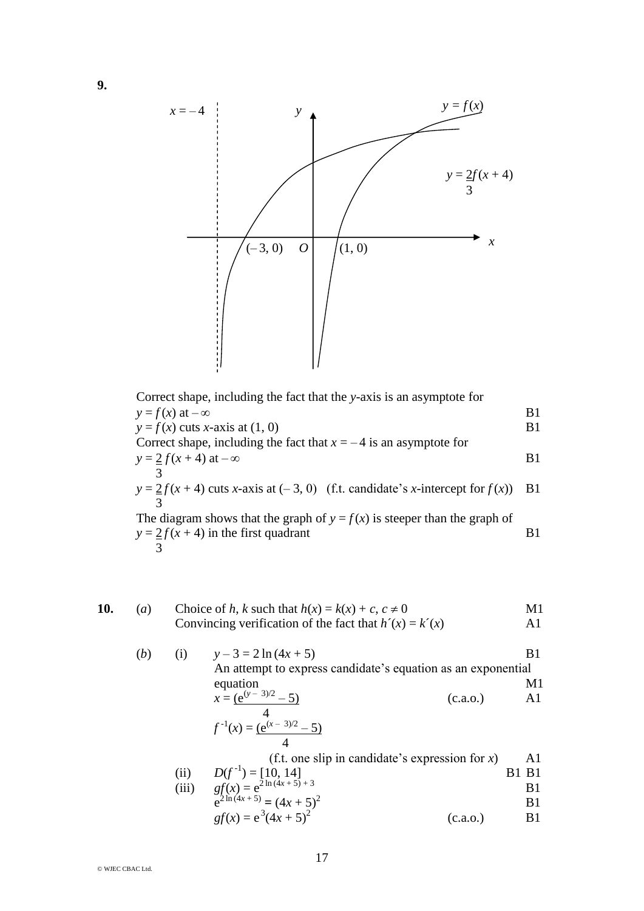**9.**

$x = -4$

$y$

$y = f(x)$

$y = \frac{2}{3}f(x + 4)$

$x$

$(-3, 0)$ $O$ $(1, 0)$

Correct shape, including the fact that the $y$-axis is an asymptote for $y = f(x)$ at $-\infty$ B1

$y = f(x)$ cuts $x$-axis at $(1, 0)$ B1

Correct shape, including the fact that $x = -4$ is an asymptote for $y = \frac{2}{3}f(x + 4)$ at $-\infty$ B1

$y = \frac{2}{3}f(x + 4)$ cuts $x$-axis at $(-3, 0)$ (f.t. candidate's $x$-intercept for $f(x)$) B1

The diagram shows that the graph of $y = f(x)$ is steeper than the graph of $y = \frac{2}{3}f(x + 4)$ in the first quadrant B1

**10.** (*a*) Choice of $h$, $k$ such that $h(x) = k(x) + c$, $c \neq 0$ M1

Convincing verification of the fact that $h'(x) = k'(x)$ A1

(*b*) (i) $y - 3 = 2\ln(4x + 5)$ B1

An attempt to express candidate's equation as an exponential equation M1

$x = \frac{(e^{(y-3)/2} - 5)}{4}$ (c.a.o.) A1

$f^{-1}(x) = \frac{(e^{(x-3)/2} - 5)}{4}$

(f.t. one slip in candidate's expression for $x$) A1

(ii) $D(f^{-1}) = [10, 14]$ B1 B1

(iii) $gf(x) = e^{2\ln(4x+5)+3}$ B1

$e^{2\ln(4x+5)} = (4x + 5)^2$ B1

$gf(x) = e^3(4x + 5)^2$ (c.a.o.) B1